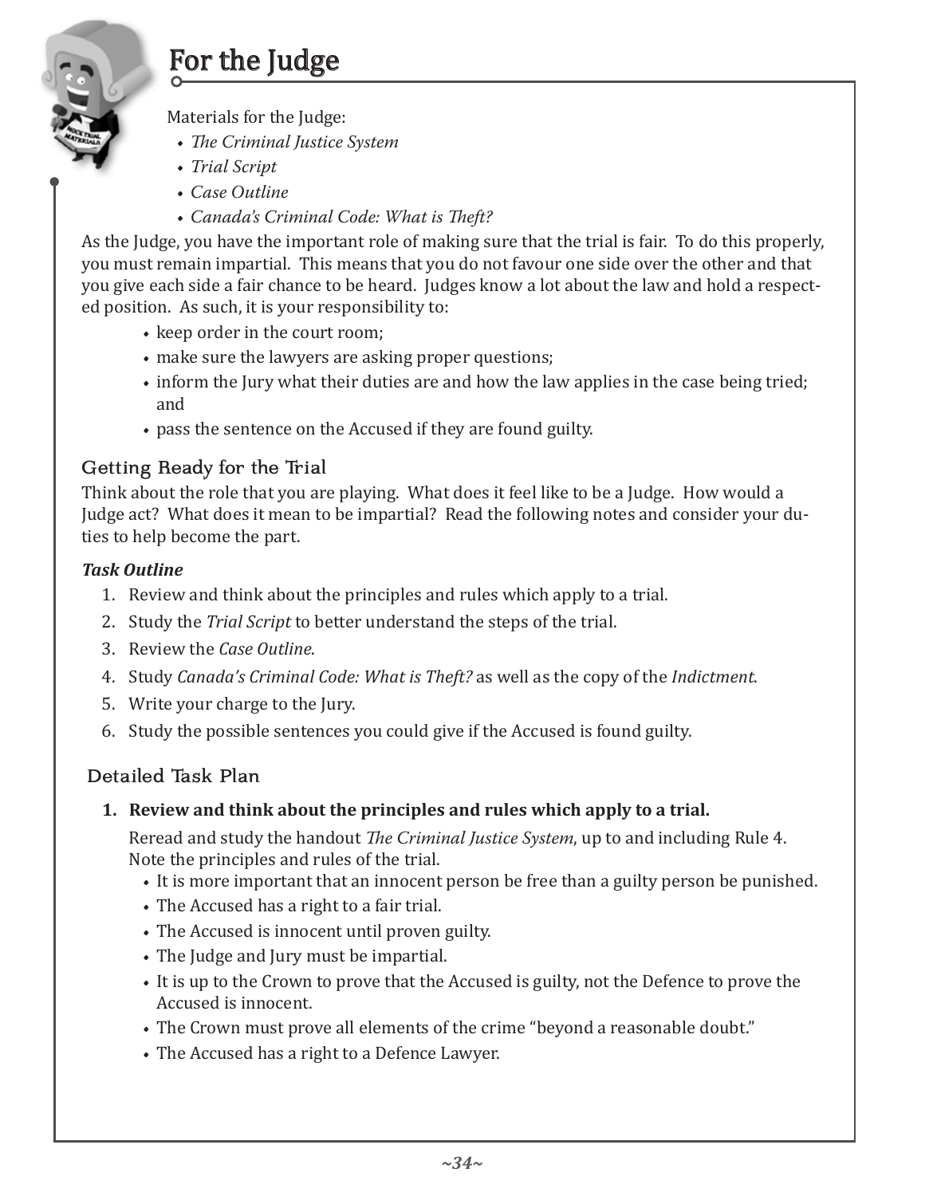# For the Judge

Materials for the Judge:

- *The Criminal Justice System*
- *Trial Script*
- *Case Outline*
- *Canada's Criminal Code: What is Theft?*

As the Judge, you have the important role of making sure that the trial is fair. To do this properly, you must remain impartial. This means that you do not favour one side over the other and that you give each side a fair chance to be heard. Judges know a lot about the law and hold a respected position. As such, it is your responsibility to:

- keep order in the court room;
- make sure the lawyers are asking proper questions;
- inform the Jury what their duties are and how the law applies in the case being tried; and
- pass the sentence on the Accused if they are found guilty.

## Getting Ready for the Trial

Think about the role that you are playing. What does it feel like to be a Judge. How would a Judge act? What does it mean to be impartial? Read the following notes and consider your duties to help become the part.

***Task Outline***

1. Review and think about the principles and rules which apply to a trial.
2. Study the *Trial Script* to better understand the steps of the trial.
3. Review the *Case Outline*.
4. Study *Canada's Criminal Code: What is Theft?* as well as the copy of the *Indictment*.
5. Write your charge to the Jury.
6. Study the possible sentences you could give if the Accused is found guilty.

## Detailed Task Plan

1. **Review and think about the principles and rules which apply to a trial.**

   Reread and study the handout *The Criminal Justice System*, up to and including Rule 4. Note the principles and rules of the trial.

   - It is more important that an innocent person be free than a guilty person be punished.
   - The Accused has a right to a fair trial.
   - The Accused is innocent until proven guilty.
   - The Judge and Jury must be impartial.
   - It is up to the Crown to prove that the Accused is guilty, not the Defence to prove the Accused is innocent.
   - The Crown must prove all elements of the crime "beyond a reasonable doubt."
   - The Accused has a right to a Defence Lawyer.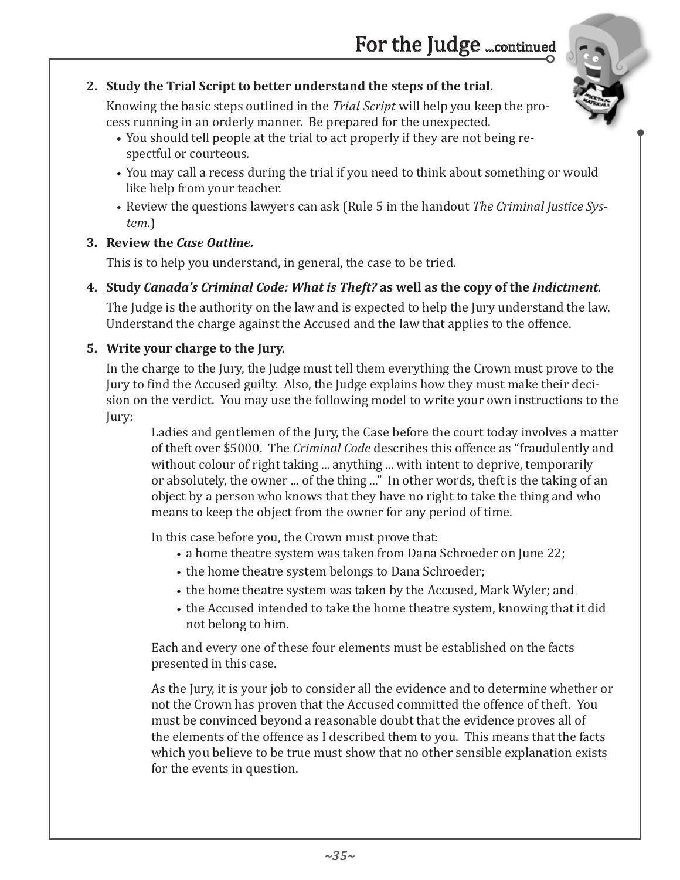## For the Judge ...continued

2. **Study the Trial Script to better understand the steps of the trial.**

   Knowing the basic steps outlined in the *Trial Script* will help you keep the process running in an orderly manner. Be prepared for the unexpected.

   - You should tell people at the trial to act properly if they are not being respectful or courteous.
   - You may call a recess during the trial if you need to think about something or would like help from your teacher.
   - Review the questions lawyers can ask (Rule 5 in the handout *The Criminal Justice System.*)

3. **Review the *Case Outline.***

   This is to help you understand, in general, the case to be tried.

4. **Study *Canada's Criminal Code: What is Theft?* as well as the copy of the *Indictment.***

   The Judge is the authority on the law and is expected to help the Jury understand the law. Understand the charge against the Accused and the law that applies to the offence.

5. **Write your charge to the Jury.**

   In the charge to the Jury, the Judge must tell them everything the Crown must prove to the Jury to find the Accused guilty. Also, the Judge explains how they must make their decision on the verdict. You may use the following model to write your own instructions to the Jury:

   > Ladies and gentlemen of the Jury, the Case before the court today involves a matter of theft over $5000. The *Criminal Code* describes this offence as "fraudulently and without colour of right taking ... anything ... with intent to deprive, temporarily or absolutely, the owner ... of the thing ..." In other words, theft is the taking of an object by a person who knows that they have no right to take the thing and who means to keep the object from the owner for any period of time.
   >
   > In this case before you, the Crown must prove that:
   >
   > - a home theatre system was taken from Dana Schroeder on June 22;
   > - the home theatre system belongs to Dana Schroeder;
   > - the home theatre system was taken by the Accused, Mark Wyler; and
   > - the Accused intended to take the home theatre system, knowing that it did not belong to him.
   >
   > Each and every one of these four elements must be established on the facts presented in this case.
   >
   > As the Jury, it is your job to consider all the evidence and to determine whether or not the Crown has proven that the Accused committed the offence of theft. You must be convinced beyond a reasonable doubt that the evidence proves all of the elements of the offence as I described them to you. This means that the facts which you believe to be true must show that no other sensible explanation exists for the events in question.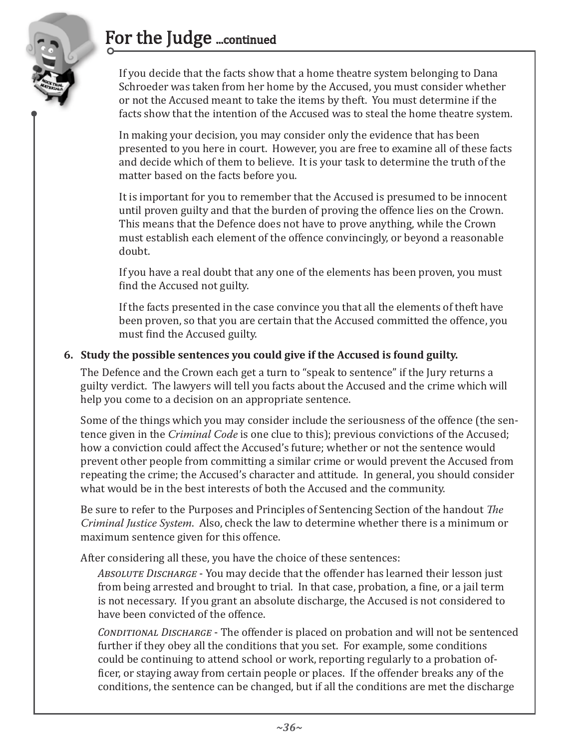## For the Judge ...continued

If you decide that the facts show that a home theatre system belonging to Dana Schroeder was taken from her home by the Accused, you must consider whether or not the Accused meant to take the items by theft. You must determine if the facts show that the intention of the Accused was to steal the home theatre system.

In making your decision, you may consider only the evidence that has been presented to you here in court. However, you are free to examine all of these facts and decide which of them to believe. It is your task to determine the truth of the matter based on the facts before you.

It is important for you to remember that the Accused is presumed to be innocent until proven guilty and that the burden of proving the offence lies on the Crown. This means that the Defence does not have to prove anything, while the Crown must establish each element of the offence convincingly, or beyond a reasonable doubt.

If you have a real doubt that any one of the elements has been proven, you must find the Accused not guilty.

If the facts presented in the case convince you that all the elements of theft have been proven, so that you are certain that the Accused committed the offence, you must find the Accused guilty.

6. **Study the possible sentences you could give if the Accused is found guilty.**

The Defence and the Crown each get a turn to "speak to sentence" if the Jury returns a guilty verdict. The lawyers will tell you facts about the Accused and the crime which will help you come to a decision on an appropriate sentence.

Some of the things which you may consider include the seriousness of the offence (the sentence given in the *Criminal Code* is one clue to this); previous convictions of the Accused; how a conviction could affect the Accused's future; whether or not the sentence would prevent other people from committing a similar crime or would prevent the Accused from repeating the crime; the Accused's character and attitude. In general, you should consider what would be in the best interests of both the Accused and the community.

Be sure to refer to the Purposes and Principles of Sentencing Section of the handout *The Criminal Justice System*. Also, check the law to determine whether there is a minimum or maximum sentence given for this offence.

After considering all these, you have the choice of these sentences:

*Absolute Discharge* - You may decide that the offender has learned their lesson just from being arrested and brought to trial. In that case, probation, a fine, or a jail term is not necessary. If you grant an absolute discharge, the Accused is not considered to have been convicted of the offence.

*Conditional Discharge* - The offender is placed on probation and will not be sentenced further if they obey all the conditions that you set. For example, some conditions could be continuing to attend school or work, reporting regularly to a probation officer, or staying away from certain people or places. If the offender breaks any of the conditions, the sentence can be changed, but if all the conditions are met the discharge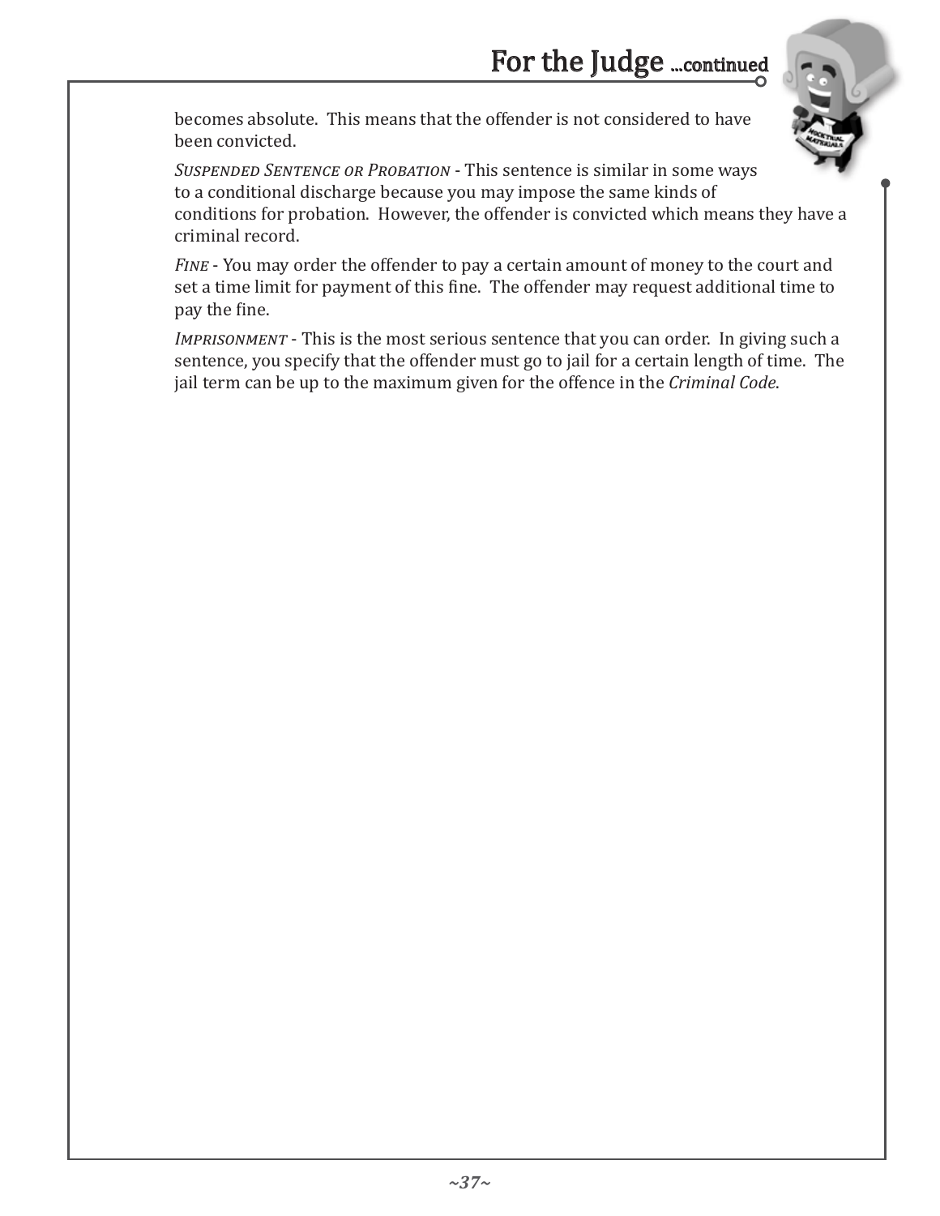becomes absolute. This means that the offender is not considered to have been convicted.

*Suspended Sentence or Probation* - This sentence is similar in some ways to a conditional discharge because you may impose the same kinds of conditions for probation. However, the offender is convicted which means they have a criminal record.

*Fine* - You may order the offender to pay a certain amount of money to the court and set a time limit for payment of this fine. The offender may request additional time to pay the fine.

*Imprisonment* - This is the most serious sentence that you can order. In giving such a sentence, you specify that the offender must go to jail for a certain length of time. The jail term can be up to the maximum given for the offence in the *Criminal Code*.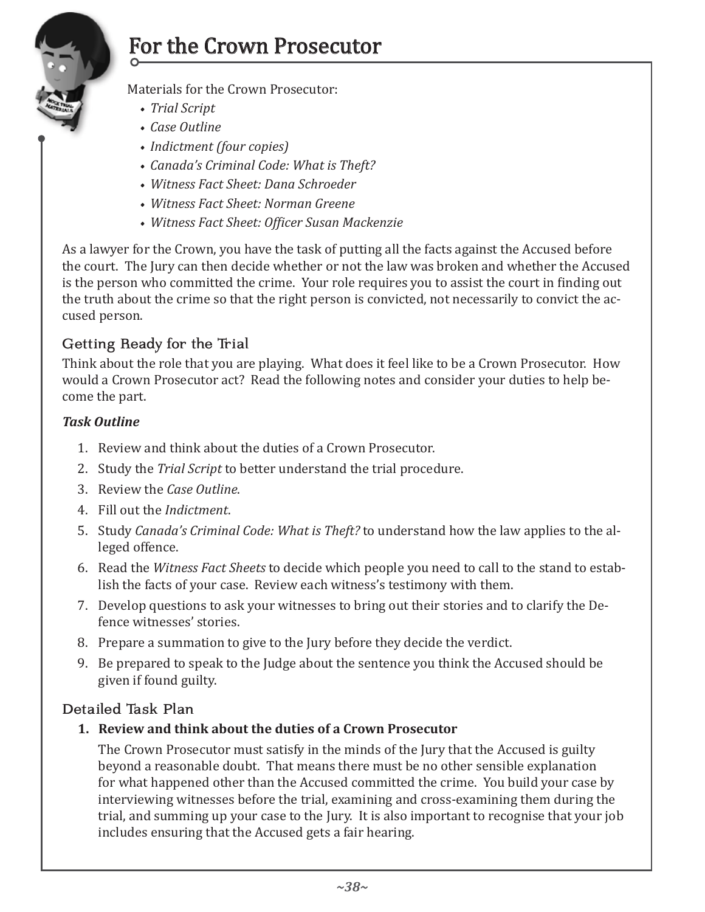# For the Crown Prosecutor

Materials for the Crown Prosecutor:

- *Trial Script*
- *Case Outline*
- *Indictment (four copies)*
- *Canada's Criminal Code: What is Theft?*
- *Witness Fact Sheet: Dana Schroeder*
- *Witness Fact Sheet: Norman Greene*
- *Witness Fact Sheet: Officer Susan Mackenzie*

As a lawyer for the Crown, you have the task of putting all the facts against the Accused before the court. The Jury can then decide whether or not the law was broken and whether the Accused is the person who committed the crime. Your role requires you to assist the court in finding out the truth about the crime so that the right person is convicted, not necessarily to convict the accused person.

## Getting Ready for the Trial

Think about the role that you are playing. What does it feel like to be a Crown Prosecutor. How would a Crown Prosecutor act? Read the following notes and consider your duties to help become the part.

***Task Outline***

1. Review and think about the duties of a Crown Prosecutor.
2. Study the *Trial Script* to better understand the trial procedure.
3. Review the *Case Outline*.
4. Fill out the *Indictment*.
5. Study *Canada's Criminal Code: What is Theft?* to understand how the law applies to the alleged offence.
6. Read the *Witness Fact Sheets* to decide which people you need to call to the stand to establish the facts of your case. Review each witness's testimony with them.
7. Develop questions to ask your witnesses to bring out their stories and to clarify the Defence witnesses' stories.
8. Prepare a summation to give to the Jury before they decide the verdict.
9. Be prepared to speak to the Judge about the sentence you think the Accused should be given if found guilty.

## Detailed Task Plan

1. **Review and think about the duties of a Crown Prosecutor**

   The Crown Prosecutor must satisfy in the minds of the Jury that the Accused is guilty beyond a reasonable doubt. That means there must be no other sensible explanation for what happened other than the Accused committed the crime. You build your case by interviewing witnesses before the trial, examining and cross-examining them during the trial, and summing up your case to the Jury. It is also important to recognise that your job includes ensuring that the Accused gets a fair hearing.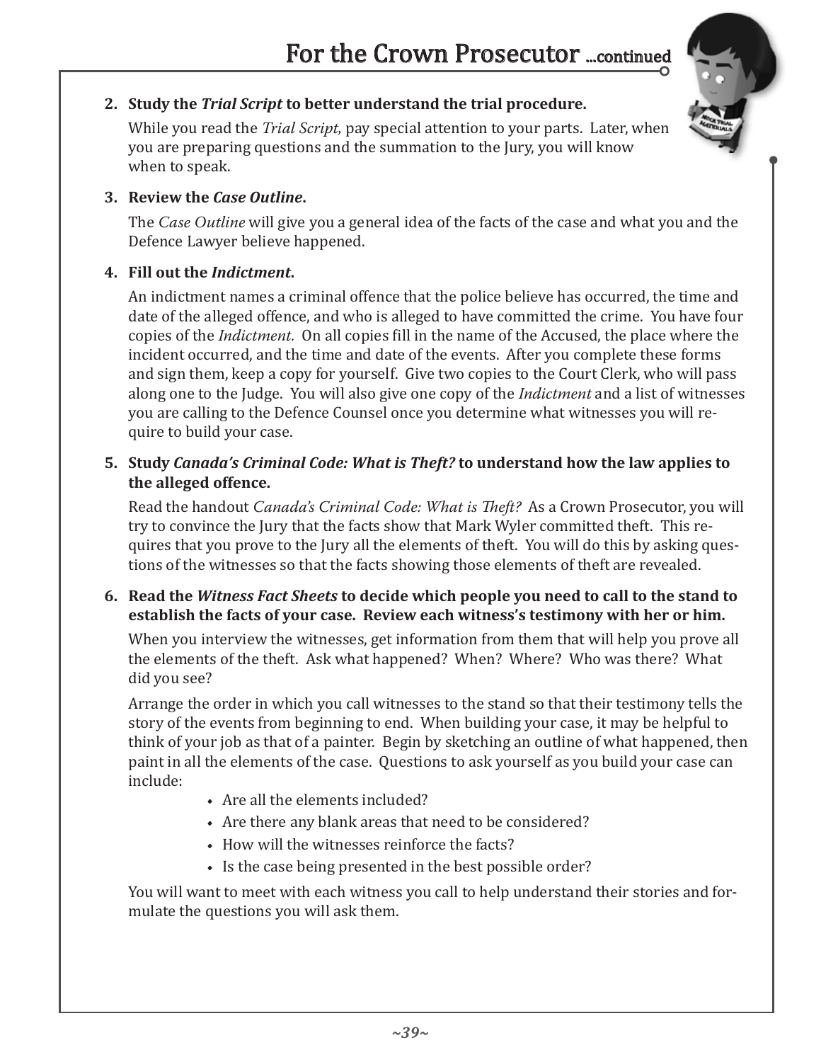# For the Crown Prosecutor ...continued

**2. Study the *Trial Script* to better understand the trial procedure.**

While you read the *Trial Script*, pay special attention to your parts. Later, when you are preparing questions and the summation to the Jury, you will know when to speak.

**3. Review the *Case Outline*.**

The *Case Outline* will give you a general idea of the facts of the case and what you and the Defence Lawyer believe happened.

**4. Fill out the *Indictment*.**

An indictment names a criminal offence that the police believe has occurred, the time and date of the alleged offence, and who is alleged to have committed the crime. You have four copies of the *Indictment.* On all copies fill in the name of the Accused, the place where the incident occurred, and the time and date of the events. After you complete these forms and sign them, keep a copy for yourself. Give two copies to the Court Clerk, who will pass along one to the Judge. You will also give one copy of the *Indictment* and a list of witnesses you are calling to the Defence Counsel once you determine what witnesses you will require to build your case.

**5. Study *Canada's Criminal Code: What is Theft?* to understand how the law applies to the alleged offence.**

Read the handout *Canada's Criminal Code: What is Theft?* As a Crown Prosecutor, you will try to convince the Jury that the facts show that Mark Wyler committed theft. This requires that you prove to the Jury all the elements of theft. You will do this by asking questions of the witnesses so that the facts showing those elements of theft are revealed.

**6. Read the *Witness Fact Sheets* to decide which people you need to call to the stand to establish the facts of your case. Review each witness's testimony with her or him.**

When you interview the witnesses, get information from them that will help you prove all the elements of the theft. Ask what happened? When? Where? Who was there? What did you see?

Arrange the order in which you call witnesses to the stand so that their testimony tells the story of the events from beginning to end. When building your case, it may be helpful to think of your job as that of a painter. Begin by sketching an outline of what happened, then paint in all the elements of the case. Questions to ask yourself as you build your case can include:

- Are all the elements included?
- Are there any blank areas that need to be considered?
- How will the witnesses reinforce the facts?
- Is the case being presented in the best possible order?

You will want to meet with each witness you call to help understand their stories and formulate the questions you will ask them.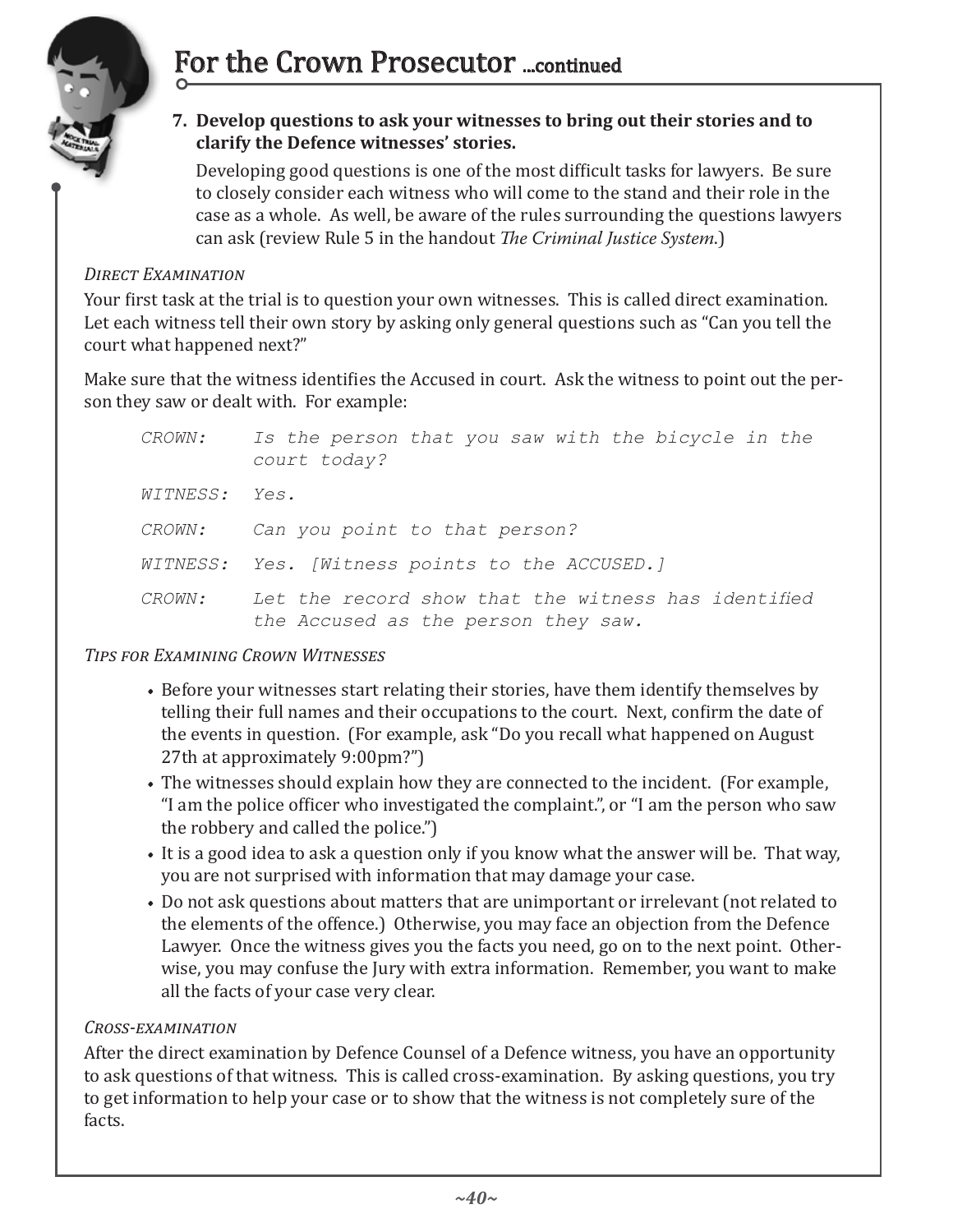## For the Crown Prosecutor ...continued

**7. Develop questions to ask your witnesses to bring out their stories and to clarify the Defence witnesses' stories.**

Developing good questions is one of the most difficult tasks for lawyers. Be sure to closely consider each witness who will come to the stand and their role in the case as a whole. As well, be aware of the rules surrounding the questions lawyers can ask (review Rule 5 in the handout *The Criminal Justice System*.)

*Direct Examination*

Your first task at the trial is to question your own witnesses. This is called direct examination. Let each witness tell their own story by asking only general questions such as "Can you tell the court what happened next?"

Make sure that the witness identifies the Accused in court. Ask the witness to point out the person they saw or dealt with. For example:

```
CROWN:    Is the person that you saw with the bicycle in the
          court today?

WITNESS:  Yes.

CROWN:    Can you point to that person?

WITNESS:  Yes. [Witness points to the ACCUSED.]

CROWN:    Let the record show that the witness has identified
          the Accused as the person they saw.
```

*Tips for Examining Crown Witnesses*

- Before your witnesses start relating their stories, have them identify themselves by telling their full names and their occupations to the court. Next, confirm the date of the events in question. (For example, ask "Do you recall what happened on August 27th at approximately 9:00pm?")
- The witnesses should explain how they are connected to the incident. (For example, "I am the police officer who investigated the complaint.", or "I am the person who saw the robbery and called the police.")
- It is a good idea to ask a question only if you know what the answer will be. That way, you are not surprised with information that may damage your case.
- Do not ask questions about matters that are unimportant or irrelevant (not related to the elements of the offence.) Otherwise, you may face an objection from the Defence Lawyer. Once the witness gives you the facts you need, go on to the next point. Otherwise, you may confuse the Jury with extra information. Remember, you want to make all the facts of your case very clear.

*Cross-examination*

After the direct examination by Defence Counsel of a Defence witness, you have an opportunity to ask questions of that witness. This is called cross-examination. By asking questions, you try to get information to help your case or to show that the witness is not completely sure of the facts.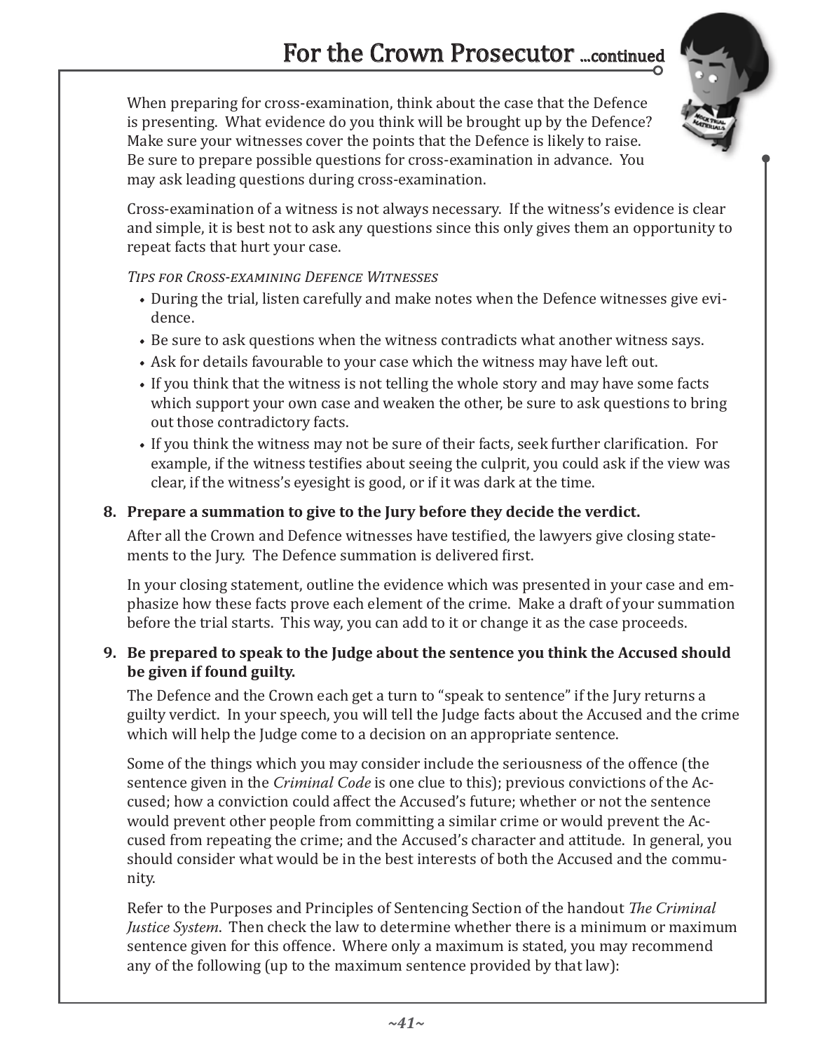## For the Crown Prosecutor ...continued

When preparing for cross-examination, think about the case that the Defence is presenting. What evidence do you think will be brought up by the Defence? Make sure your witnesses cover the points that the Defence is likely to raise. Be sure to prepare possible questions for cross-examination in advance. You may ask leading questions during cross-examination.

Cross-examination of a witness is not always necessary. If the witness's evidence is clear and simple, it is best not to ask any questions since this only gives them an opportunity to repeat facts that hurt your case.

*Tips for Cross-examining Defence Witnesses*

- During the trial, listen carefully and make notes when the Defence witnesses give evidence.
- Be sure to ask questions when the witness contradicts what another witness says.
- Ask for details favourable to your case which the witness may have left out.
- If you think that the witness is not telling the whole story and may have some facts which support your own case and weaken the other, be sure to ask questions to bring out those contradictory facts.
- If you think the witness may not be sure of their facts, seek further clarification. For example, if the witness testifies about seeing the culprit, you could ask if the view was clear, if the witness's eyesight is good, or if it was dark at the time.

8. **Prepare a summation to give to the Jury before they decide the verdict.**

   After all the Crown and Defence witnesses have testified, the lawyers give closing statements to the Jury. The Defence summation is delivered first.

   In your closing statement, outline the evidence which was presented in your case and emphasize how these facts prove each element of the crime. Make a draft of your summation before the trial starts. This way, you can add to it or change it as the case proceeds.

9. **Be prepared to speak to the Judge about the sentence you think the Accused should be given if found guilty.**

   The Defence and the Crown each get a turn to "speak to sentence" if the Jury returns a guilty verdict. In your speech, you will tell the Judge facts about the Accused and the crime which will help the Judge come to a decision on an appropriate sentence.

   Some of the things which you may consider include the seriousness of the offence (the sentence given in the *Criminal Code* is one clue to this); previous convictions of the Accused; how a conviction could affect the Accused's future; whether or not the sentence would prevent other people from committing a similar crime or would prevent the Accused from repeating the crime; and the Accused's character and attitude. In general, you should consider what would be in the best interests of both the Accused and the community.

   Refer to the Purposes and Principles of Sentencing Section of the handout *The Criminal Justice System*. Then check the law to determine whether there is a minimum or maximum sentence given for this offence. Where only a maximum is stated, you may recommend any of the following (up to the maximum sentence provided by that law):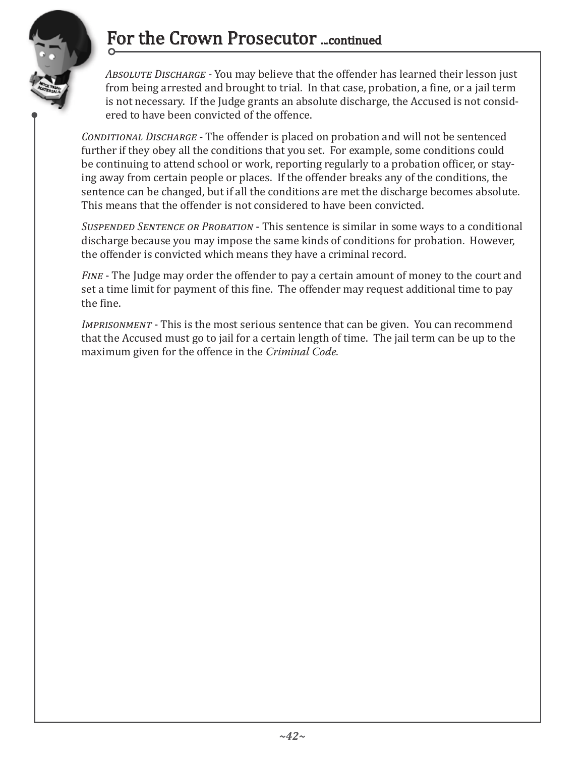## For the Crown Prosecutor ...continued

*Absolute Discharge* - You may believe that the offender has learned their lesson just from being arrested and brought to trial. In that case, probation, a fine, or a jail term is not necessary. If the Judge grants an absolute discharge, the Accused is not considered to have been convicted of the offence.

*Conditional Discharge* - The offender is placed on probation and will not be sentenced further if they obey all the conditions that you set. For example, some conditions could be continuing to attend school or work, reporting regularly to a probation officer, or staying away from certain people or places. If the offender breaks any of the conditions, the sentence can be changed, but if all the conditions are met the discharge becomes absolute. This means that the offender is not considered to have been convicted.

*Suspended Sentence or Probation* - This sentence is similar in some ways to a conditional discharge because you may impose the same kinds of conditions for probation. However, the offender is convicted which means they have a criminal record.

*Fine* - The Judge may order the offender to pay a certain amount of money to the court and set a time limit for payment of this fine. The offender may request additional time to pay the fine.

*Imprisonment* - This is the most serious sentence that can be given. You can recommend that the Accused must go to jail for a certain length of time. The jail term can be up to the maximum given for the offence in the *Criminal Code*.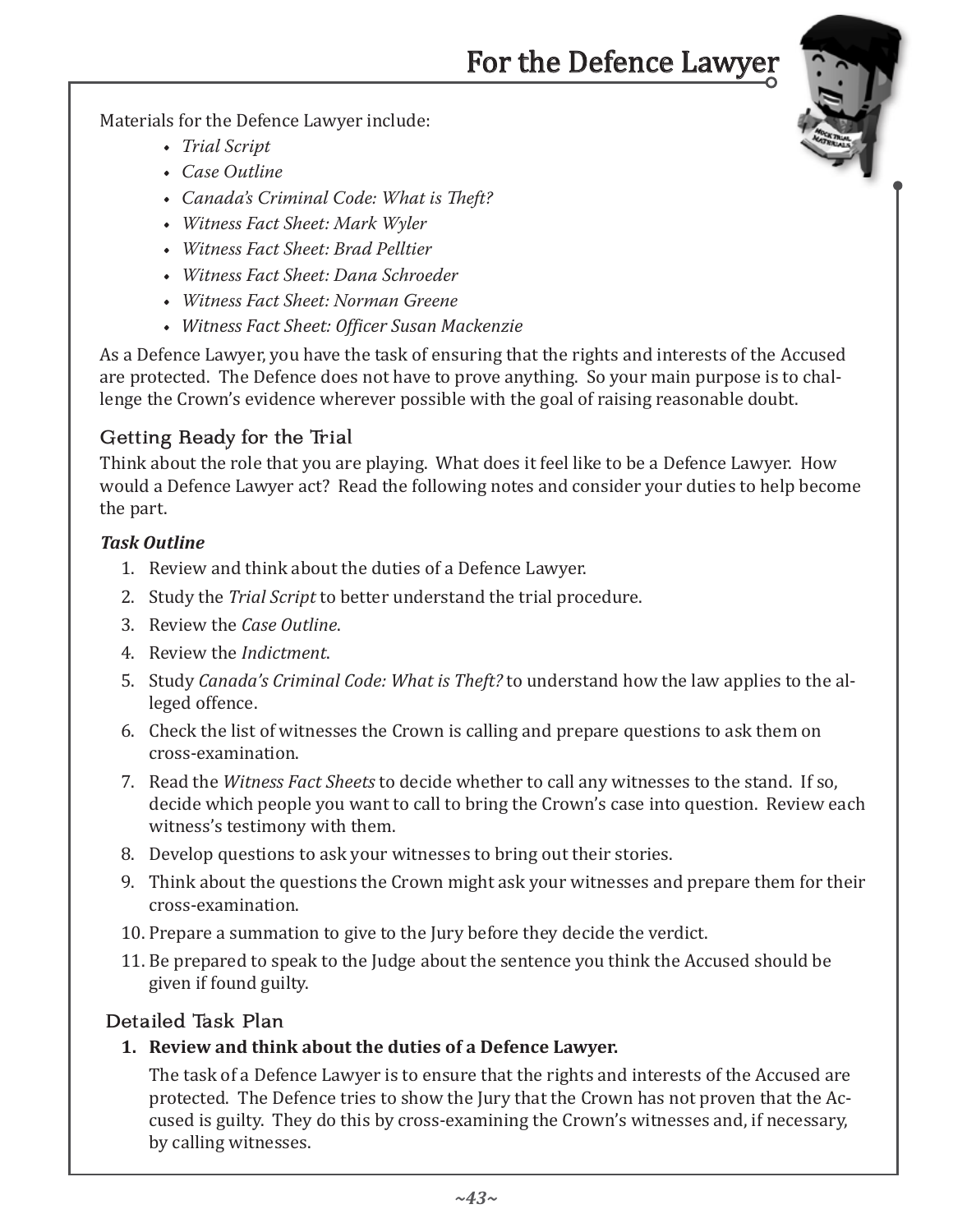# For the Defence Lawyer

Materials for the Defence Lawyer include:

- *Trial Script*
- *Case Outline*
- *Canada's Criminal Code: What is Theft?*
- *Witness Fact Sheet: Mark Wyler*
- *Witness Fact Sheet: Brad Pelltier*
- *Witness Fact Sheet: Dana Schroeder*
- *Witness Fact Sheet: Norman Greene*
- *Witness Fact Sheet: Officer Susan Mackenzie*

As a Defence Lawyer, you have the task of ensuring that the rights and interests of the Accused are protected. The Defence does not have to prove anything. So your main purpose is to challenge the Crown's evidence wherever possible with the goal of raising reasonable doubt.

## Getting Ready for the Trial

Think about the role that you are playing. What does it feel like to be a Defence Lawyer. How would a Defence Lawyer act? Read the following notes and consider your duties to help become the part.

***Task Outline***

1. Review and think about the duties of a Defence Lawyer.
2. Study the *Trial Script* to better understand the trial procedure.
3. Review the *Case Outline*.
4. Review the *Indictment*.
5. Study *Canada's Criminal Code: What is Theft?* to understand how the law applies to the alleged offence.
6. Check the list of witnesses the Crown is calling and prepare questions to ask them on cross-examination.
7. Read the *Witness Fact Sheets* to decide whether to call any witnesses to the stand. If so, decide which people you want to call to bring the Crown's case into question. Review each witness's testimony with them.
8. Develop questions to ask your witnesses to bring out their stories.
9. Think about the questions the Crown might ask your witnesses and prepare them for their cross-examination.
10. Prepare a summation to give to the Jury before they decide the verdict.
11. Be prepared to speak to the Judge about the sentence you think the Accused should be given if found guilty.

## Detailed Task Plan

**1. Review and think about the duties of a Defence Lawyer.**

The task of a Defence Lawyer is to ensure that the rights and interests of the Accused are protected. The Defence tries to show the Jury that the Crown has not proven that the Accused is guilty. They do this by cross-examining the Crown's witnesses and, if necessary, by calling witnesses.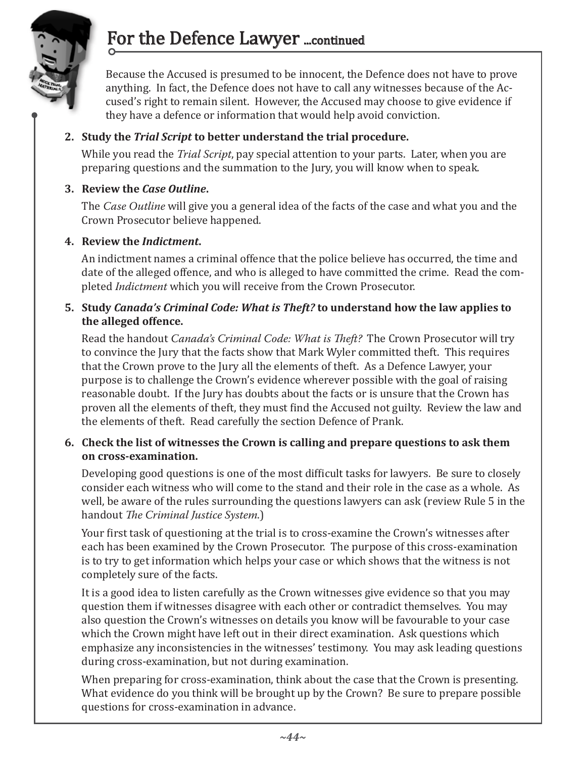## For the Defence Lawyer ...continued

Because the Accused is presumed to be innocent, the Defence does not have to prove anything. In fact, the Defence does not have to call any witnesses because of the Accused's right to remain silent. However, the Accused may choose to give evidence if they have a defence or information that would help avoid conviction.

2. **Study the *Trial Script* to better understand the trial procedure.**

   While you read the *Trial Script*, pay special attention to your parts. Later, when you are preparing questions and the summation to the Jury, you will know when to speak.

3. **Review the *Case Outline*.**

   The *Case Outline* will give you a general idea of the facts of the case and what you and the Crown Prosecutor believe happened.

4. **Review the *Indictment*.**

   An indictment names a criminal offence that the police believe has occurred, the time and date of the alleged offence, and who is alleged to have committed the crime. Read the completed *Indictment* which you will receive from the Crown Prosecutor.

5. **Study *Canada's Criminal Code: What is Theft?* to understand how the law applies to the alleged offence.**

   Read the handout *Canada's Criminal Code: What is Theft?* The Crown Prosecutor will try to convince the Jury that the facts show that Mark Wyler committed theft. This requires that the Crown prove to the Jury all the elements of theft. As a Defence Lawyer, your purpose is to challenge the Crown's evidence wherever possible with the goal of raising reasonable doubt. If the Jury has doubts about the facts or is unsure that the Crown has proven all the elements of theft, they must find the Accused not guilty. Review the law and the elements of theft. Read carefully the section Defence of Prank.

6. **Check the list of witnesses the Crown is calling and prepare questions to ask them on cross-examination.**

   Developing good questions is one of the most difficult tasks for lawyers. Be sure to closely consider each witness who will come to the stand and their role in the case as a whole. As well, be aware of the rules surrounding the questions lawyers can ask (review Rule 5 in the handout *The Criminal Justice System*.)

   Your first task of questioning at the trial is to cross-examine the Crown's witnesses after each has been examined by the Crown Prosecutor. The purpose of this cross-examination is to try to get information which helps your case or which shows that the witness is not completely sure of the facts.

   It is a good idea to listen carefully as the Crown witnesses give evidence so that you may question them if witnesses disagree with each other or contradict themselves. You may also question the Crown's witnesses on details you know will be favourable to your case which the Crown might have left out in their direct examination. Ask questions which emphasize any inconsistencies in the witnesses' testimony. You may ask leading questions during cross-examination, but not during examination.

   When preparing for cross-examination, think about the case that the Crown is presenting. What evidence do you think will be brought up by the Crown? Be sure to prepare possible questions for cross-examination in advance.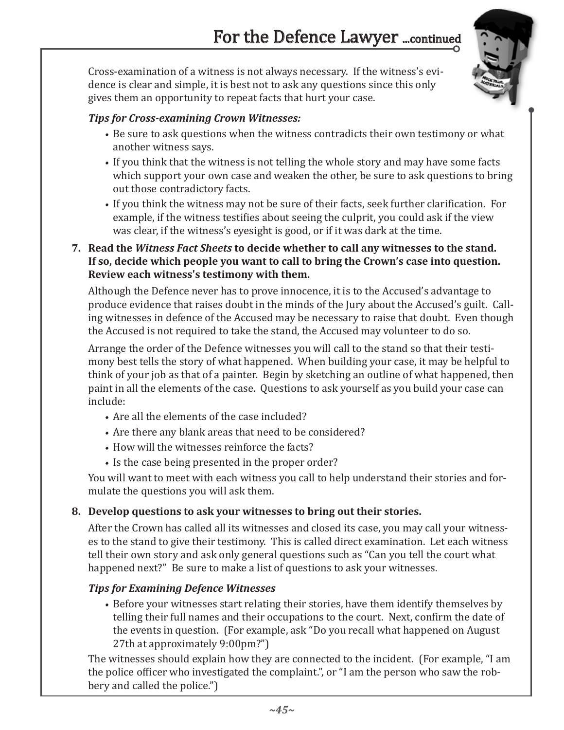## For the Defence Lawyer ...continued

Cross-examination of a witness is not always necessary. If the witness's evidence is clear and simple, it is best not to ask any questions since this only gives them an opportunity to repeat facts that hurt your case.

***Tips for Cross-examining Crown Witnesses:***

- Be sure to ask questions when the witness contradicts their own testimony or what another witness says.
- If you think that the witness is not telling the whole story and may have some facts which support your own case and weaken the other, be sure to ask questions to bring out those contradictory facts.
- If you think the witness may not be sure of their facts, seek further clarification. For example, if the witness testifies about seeing the culprit, you could ask if the view was clear, if the witness's eyesight is good, or if it was dark at the time.

**7. Read the *Witness Fact Sheets* to decide whether to call any witnesses to the stand. If so, decide which people you want to call to bring the Crown's case into question. Review each witness's testimony with them.**

Although the Defence never has to prove innocence, it is to the Accused's advantage to produce evidence that raises doubt in the minds of the Jury about the Accused's guilt. Calling witnesses in defence of the Accused may be necessary to raise that doubt. Even though the Accused is not required to take the stand, the Accused may volunteer to do so.

Arrange the order of the Defence witnesses you will call to the stand so that their testimony best tells the story of what happened. When building your case, it may be helpful to think of your job as that of a painter. Begin by sketching an outline of what happened, then paint in all the elements of the case. Questions to ask yourself as you build your case can include:

- Are all the elements of the case included?
- Are there any blank areas that need to be considered?
- How will the witnesses reinforce the facts?
- Is the case being presented in the proper order?

You will want to meet with each witness you call to help understand their stories and formulate the questions you will ask them.

**8. Develop questions to ask your witnesses to bring out their stories.**

After the Crown has called all its witnesses and closed its case, you may call your witnesses to the stand to give their testimony. This is called direct examination. Let each witness tell their own story and ask only general questions such as "Can you tell the court what happened next?" Be sure to make a list of questions to ask your witnesses.

***Tips for Examining Defence Witnesses***

- Before your witnesses start relating their stories, have them identify themselves by telling their full names and their occupations to the court. Next, confirm the date of the events in question. (For example, ask "Do you recall what happened on August 27th at approximately 9:00pm?")

The witnesses should explain how they are connected to the incident. (For example, "I am the police officer who investigated the complaint.", or "I am the person who saw the robbery and called the police.")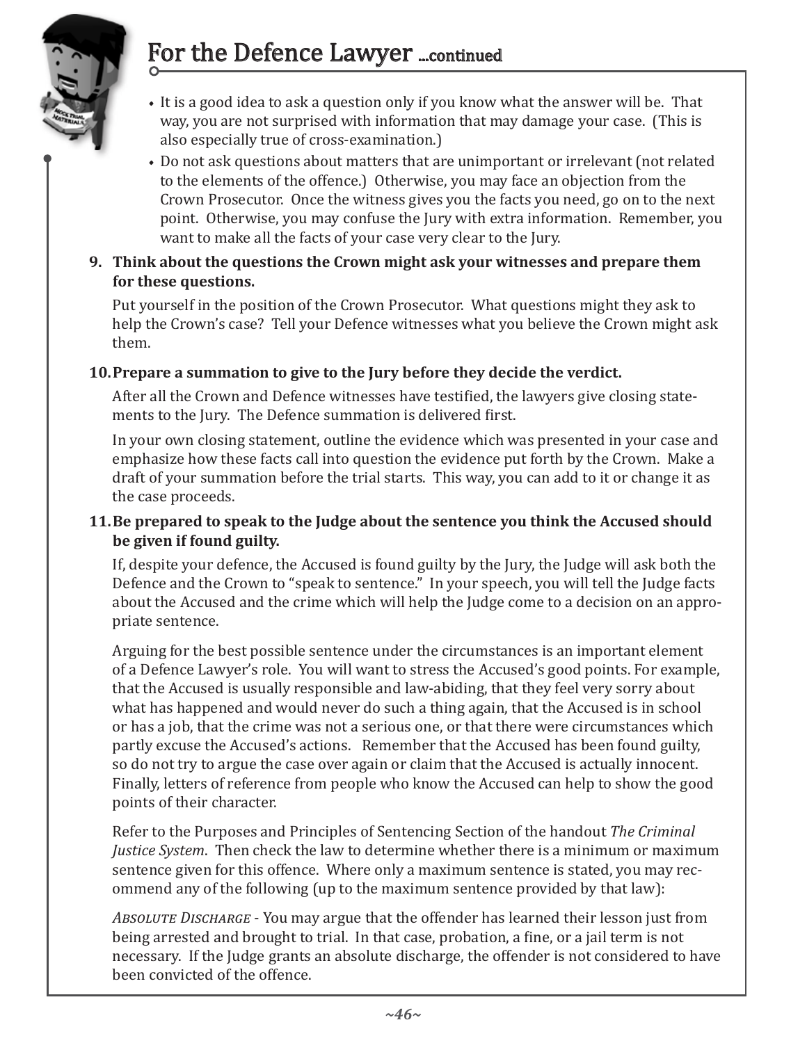## For the Defence Lawyer ...continued

- It is a good idea to ask a question only if you know what the answer will be. That way, you are not surprised with information that may damage your case. (This is also especially true of cross-examination.)
- Do not ask questions about matters that are unimportant or irrelevant (not related to the elements of the offence.) Otherwise, you may face an objection from the Crown Prosecutor. Once the witness gives you the facts you need, go on to the next point. Otherwise, you may confuse the Jury with extra information. Remember, you want to make all the facts of your case very clear to the Jury.

**9. Think about the questions the Crown might ask your witnesses and prepare them for these questions.**

Put yourself in the position of the Crown Prosecutor. What questions might they ask to help the Crown's case? Tell your Defence witnesses what you believe the Crown might ask them.

**10. Prepare a summation to give to the Jury before they decide the verdict.**

After all the Crown and Defence witnesses have testified, the lawyers give closing statements to the Jury. The Defence summation is delivered first.

In your own closing statement, outline the evidence which was presented in your case and emphasize how these facts call into question the evidence put forth by the Crown. Make a draft of your summation before the trial starts. This way, you can add to it or change it as the case proceeds.

**11. Be prepared to speak to the Judge about the sentence you think the Accused should be given if found guilty.**

If, despite your defence, the Accused is found guilty by the Jury, the Judge will ask both the Defence and the Crown to "speak to sentence." In your speech, you will tell the Judge facts about the Accused and the crime which will help the Judge come to a decision on an appropriate sentence.

Arguing for the best possible sentence under the circumstances is an important element of a Defence Lawyer's role. You will want to stress the Accused's good points. For example, that the Accused is usually responsible and law-abiding, that they feel very sorry about what has happened and would never do such a thing again, that the Accused is in school or has a job, that the crime was not a serious one, or that there were circumstances which partly excuse the Accused's actions. Remember that the Accused has been found guilty, so do not try to argue the case over again or claim that the Accused is actually innocent. Finally, letters of reference from people who know the Accused can help to show the good points of their character.

Refer to the Purposes and Principles of Sentencing Section of the handout *The Criminal Justice System*. Then check the law to determine whether there is a minimum or maximum sentence given for this offence. Where only a maximum sentence is stated, you may recommend any of the following (up to the maximum sentence provided by that law):

*Absolute Discharge* - You may argue that the offender has learned their lesson just from being arrested and brought to trial. In that case, probation, a fine, or a jail term is not necessary. If the Judge grants an absolute discharge, the offender is not considered to have been convicted of the offence.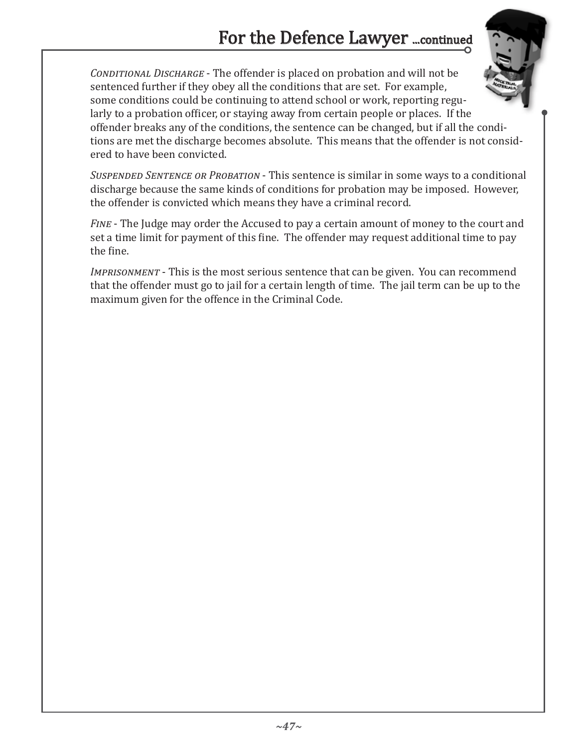## For the Defence Lawyer ...continued

*Conditional Discharge* - The offender is placed on probation and will not be sentenced further if they obey all the conditions that are set. For example, some conditions could be continuing to attend school or work, reporting regularly to a probation officer, or staying away from certain people or places. If the offender breaks any of the conditions, the sentence can be changed, but if all the conditions are met the discharge becomes absolute. This means that the offender is not considered to have been convicted.

*Suspended Sentence or Probation* - This sentence is similar in some ways to a conditional discharge because the same kinds of conditions for probation may be imposed. However, the offender is convicted which means they have a criminal record.

*Fine* - The Judge may order the Accused to pay a certain amount of money to the court and set a time limit for payment of this fine. The offender may request additional time to pay the fine.

*Imprisonment* - This is the most serious sentence that can be given. You can recommend that the offender must go to jail for a certain length of time. The jail term can be up to the maximum given for the offence in the Criminal Code.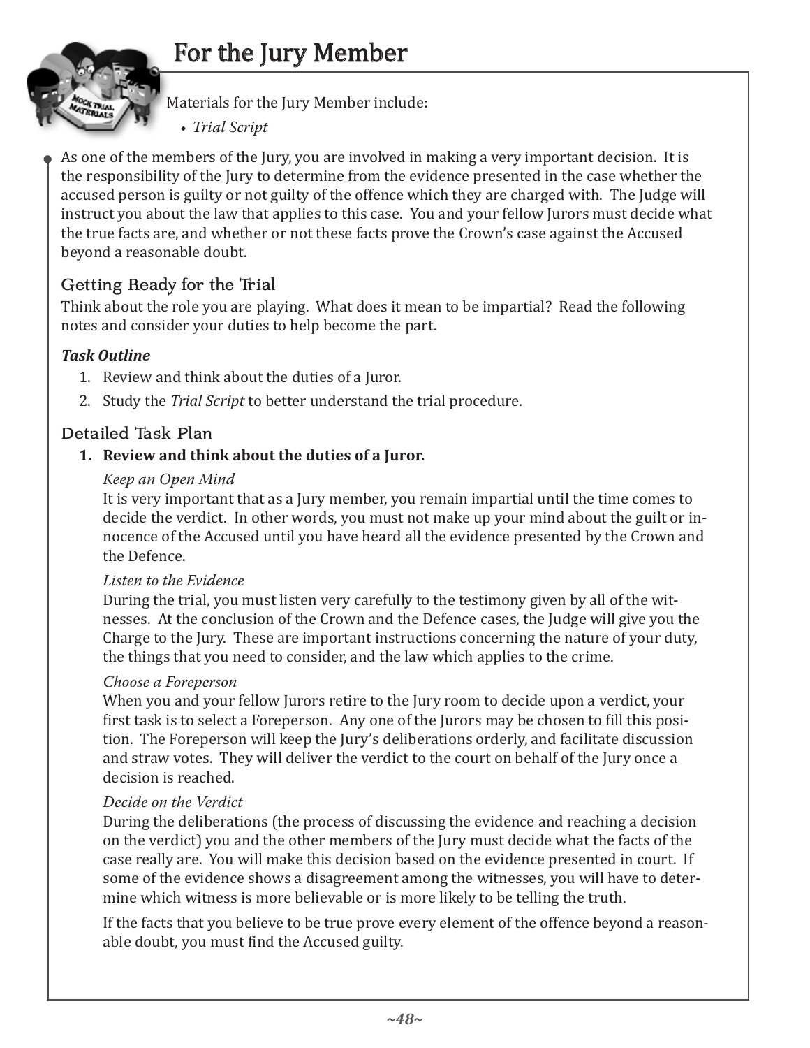# For the Jury Member

Materials for the Jury Member include:

- *Trial Script*

As one of the members of the Jury, you are involved in making a very important decision. It is the responsibility of the Jury to determine from the evidence presented in the case whether the accused person is guilty or not guilty of the offence which they are charged with. The Judge will instruct you about the law that applies to this case. You and your fellow Jurors must decide what the true facts are, and whether or not these facts prove the Crown's case against the Accused beyond a reasonable doubt.

## Getting Ready for the Trial

Think about the role you are playing. What does it mean to be impartial? Read the following notes and consider your duties to help become the part.

***Task Outline***

1. Review and think about the duties of a Juror.
2. Study the *Trial Script* to better understand the trial procedure.

## Detailed Task Plan

1. **Review and think about the duties of a Juror.**

   *Keep an Open Mind*

   It is very important that as a Jury member, you remain impartial until the time comes to decide the verdict. In other words, you must not make up your mind about the guilt or innocence of the Accused until you have heard all the evidence presented by the Crown and the Defence.

   *Listen to the Evidence*

   During the trial, you must listen very carefully to the testimony given by all of the witnesses. At the conclusion of the Crown and the Defence cases, the Judge will give you the Charge to the Jury. These are important instructions concerning the nature of your duty, the things that you need to consider, and the law which applies to the crime.

   *Choose a Foreperson*

   When you and your fellow Jurors retire to the Jury room to decide upon a verdict, your first task is to select a Foreperson. Any one of the Jurors may be chosen to fill this position. The Foreperson will keep the Jury's deliberations orderly, and facilitate discussion and straw votes. They will deliver the verdict to the court on behalf of the Jury once a decision is reached.

   *Decide on the Verdict*

   During the deliberations (the process of discussing the evidence and reaching a decision on the verdict) you and the other members of the Jury must decide what the facts of the case really are. You will make this decision based on the evidence presented in court. If some of the evidence shows a disagreement among the witnesses, you will have to determine which witness is more believable or is more likely to be telling the truth.

   If the facts that you believe to be true prove every element of the offence beyond a reasonable doubt, you must find the Accused guilty.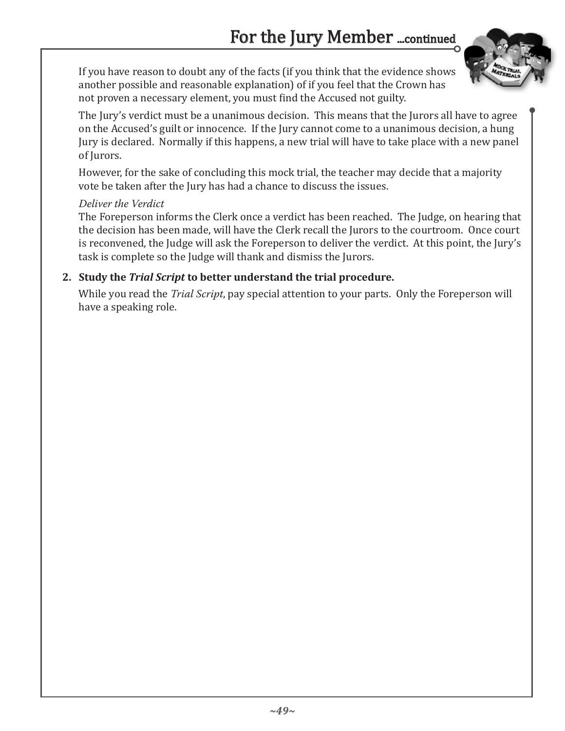## For the Jury Member ...continued

If you have reason to doubt any of the facts (if you think that the evidence shows another possible and reasonable explanation) of if you feel that the Crown has not proven a necessary element, you must find the Accused not guilty.

The Jury's verdict must be a unanimous decision. This means that the Jurors all have to agree on the Accused's guilt or innocence. If the Jury cannot come to a unanimous decision, a hung Jury is declared. Normally if this happens, a new trial will have to take place with a new panel of Jurors.

However, for the sake of concluding this mock trial, the teacher may decide that a majority vote be taken after the Jury has had a chance to discuss the issues.

*Deliver the Verdict*
The Foreperson informs the Clerk once a verdict has been reached. The Judge, on hearing that the decision has been made, will have the Clerk recall the Jurors to the courtroom. Once court is reconvened, the Judge will ask the Foreperson to deliver the verdict. At this point, the Jury's task is complete so the Judge will thank and dismiss the Jurors.

2. **Study the *Trial Script* to better understand the trial procedure.**

   While you read the *Trial Script*, pay special attention to your parts. Only the Foreperson will have a speaking role.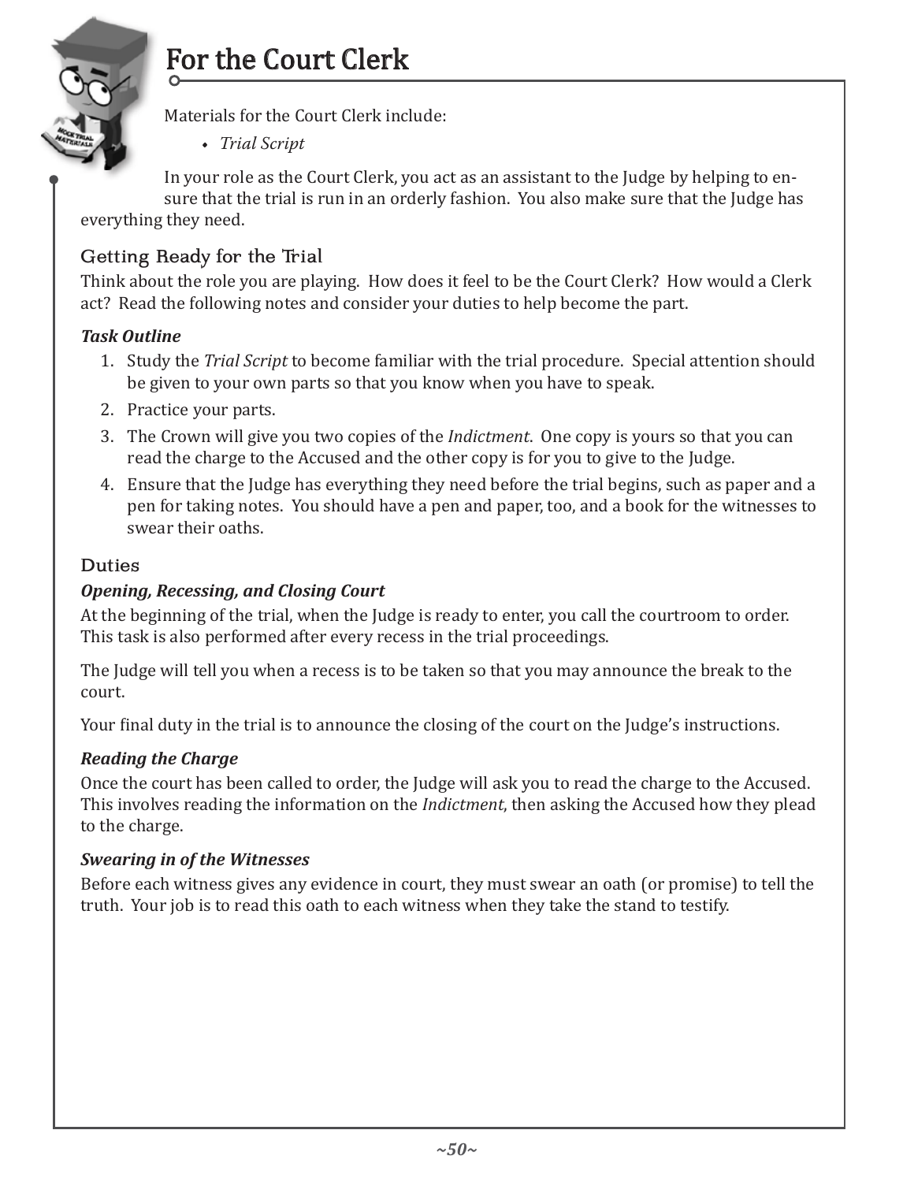# For the Court Clerk

Materials for the Court Clerk include:

- *Trial Script*

In your role as the Court Clerk, you act as an assistant to the Judge by helping to ensure that the trial is run in an orderly fashion. You also make sure that the Judge has everything they need.

## Getting Ready for the Trial

Think about the role you are playing. How does it feel to be the Court Clerk? How would a Clerk act? Read the following notes and consider your duties to help become the part.

### *Task Outline*

1. Study the *Trial Script* to become familiar with the trial procedure. Special attention should be given to your own parts so that you know when you have to speak.
2. Practice your parts.
3. The Crown will give you two copies of the *Indictment*. One copy is yours so that you can read the charge to the Accused and the other copy is for you to give to the Judge.
4. Ensure that the Judge has everything they need before the trial begins, such as paper and a pen for taking notes. You should have a pen and paper, too, and a book for the witnesses to swear their oaths.

## Duties

### *Opening, Recessing, and Closing Court*

At the beginning of the trial, when the Judge is ready to enter, you call the courtroom to order. This task is also performed after every recess in the trial proceedings.

The Judge will tell you when a recess is to be taken so that you may announce the break to the court.

Your final duty in the trial is to announce the closing of the court on the Judge's instructions.

### *Reading the Charge*

Once the court has been called to order, the Judge will ask you to read the charge to the Accused. This involves reading the information on the *Indictment*, then asking the Accused how they plead to the charge.

### *Swearing in of the Witnesses*

Before each witness gives any evidence in court, they must swear an oath (or promise) to tell the truth. Your job is to read this oath to each witness when they take the stand to testify.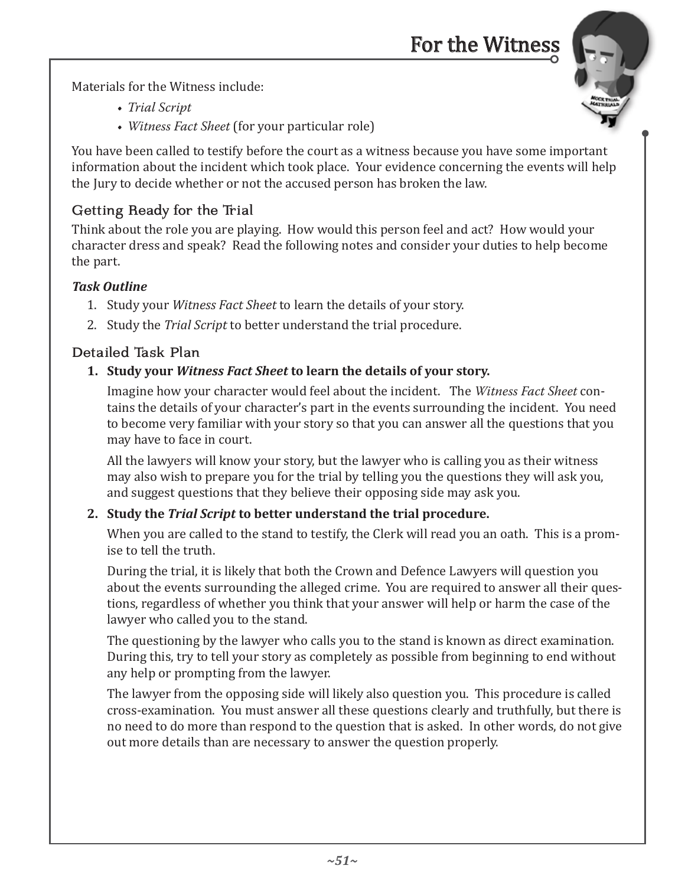# For the Witness

Materials for the Witness include:

- *Trial Script*
- *Witness Fact Sheet* (for your particular role)

You have been called to testify before the court as a witness because you have some important information about the incident which took place. Your evidence concerning the events will help the Jury to decide whether or not the accused person has broken the law.

## Getting Ready for the Trial

Think about the role you are playing. How would this person feel and act? How would your character dress and speak? Read the following notes and consider your duties to help become the part.

***Task Outline***

1. Study your *Witness Fact Sheet* to learn the details of your story.
2. Study the *Trial Script* to better understand the trial procedure.

## Detailed Task Plan

1. **Study your *Witness Fact Sheet* to learn the details of your story.**

   Imagine how your character would feel about the incident. The *Witness Fact Sheet* contains the details of your character's part in the events surrounding the incident. You need to become very familiar with your story so that you can answer all the questions that you may have to face in court.

   All the lawyers will know your story, but the lawyer who is calling you as their witness may also wish to prepare you for the trial by telling you the questions they will ask you, and suggest questions that they believe their opposing side may ask you.

2. **Study the *Trial Script* to better understand the trial procedure.**

   When you are called to the stand to testify, the Clerk will read you an oath. This is a promise to tell the truth.

   During the trial, it is likely that both the Crown and Defence Lawyers will question you about the events surrounding the alleged crime. You are required to answer all their questions, regardless of whether you think that your answer will help or harm the case of the lawyer who called you to the stand.

   The questioning by the lawyer who calls you to the stand is known as direct examination. During this, try to tell your story as completely as possible from beginning to end without any help or prompting from the lawyer.

   The lawyer from the opposing side will likely also question you. This procedure is called cross-examination. You must answer all these questions clearly and truthfully, but there is no need to do more than respond to the question that is asked. In other words, do not give out more details than are necessary to answer the question properly.